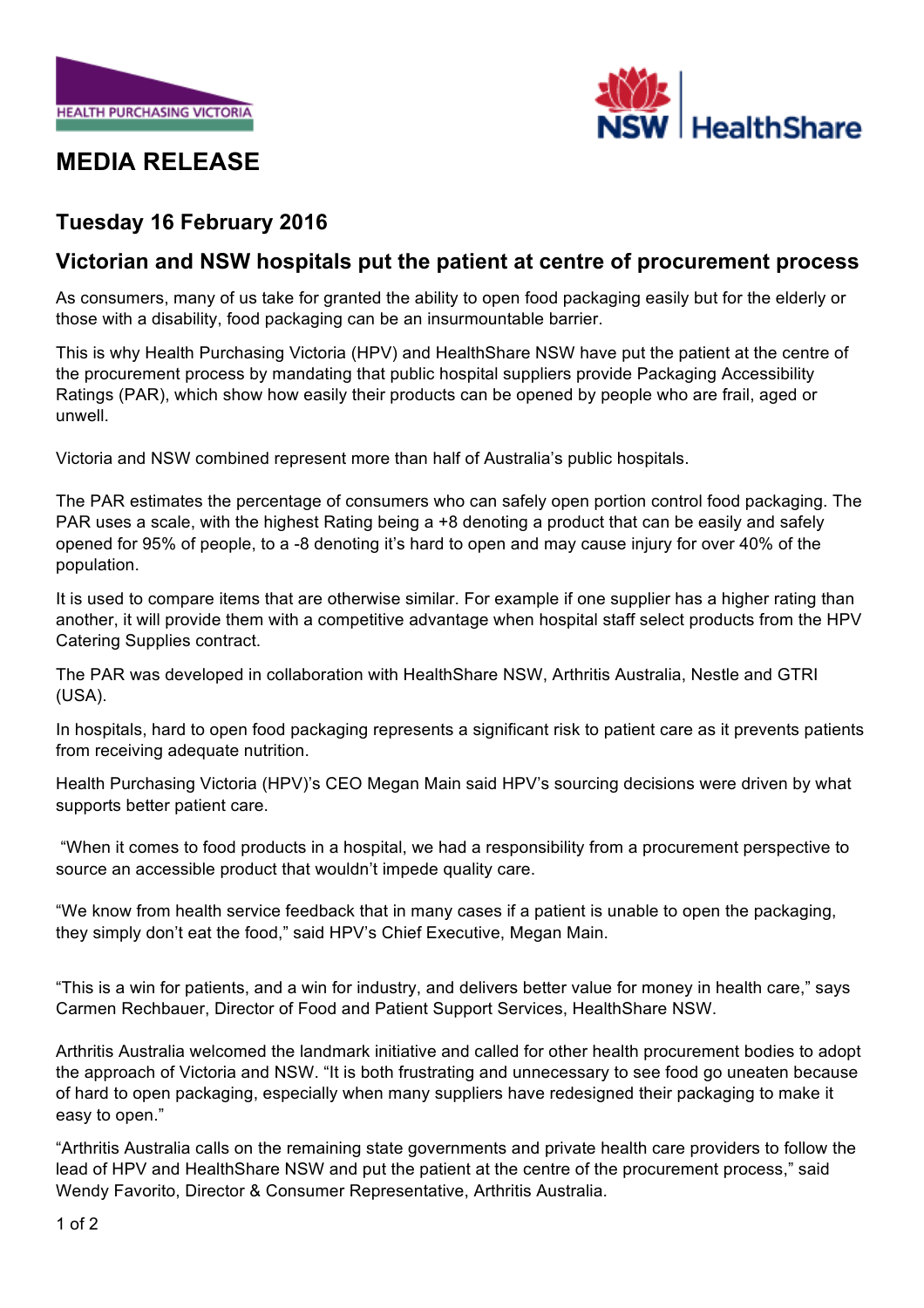HEALTH PURCHASING VICTORIA

NSW HealthShare

# MEDIA RELEASE

## Tuesday 16 February 2016

## Victorian and NSW hospitals put the patient at centre of procurement process

As consumers, many of us take for granted the ability to open food packaging easily but for the elderly or those with a disability, food packaging can be an insurmountable barrier.

This is why Health Purchasing Victoria (HPV) and HealthShare NSW have put the patient at the centre of the procurement process by mandating that public hospital suppliers provide Packaging Accessibility Ratings (PAR), which show how easily their products can be opened by people who are frail, aged or unwell.

Victoria and NSW combined represent more than half of Australia's public hospitals.

The PAR estimates the percentage of consumers who can safely open portion control food packaging. The PAR uses a scale, with the highest Rating being a +8 denoting a product that can be easily and safely opened for 95% of people, to a -8 denoting it's hard to open and may cause injury for over 40% of the population.

It is used to compare items that are otherwise similar. For example if one supplier has a higher rating than another, it will provide them with a competitive advantage when hospital staff select products from the HPV Catering Supplies contract.

The PAR was developed in collaboration with HealthShare NSW, Arthritis Australia, Nestle and GTRI (USA).

In hospitals, hard to open food packaging represents a significant risk to patient care as it prevents patients from receiving adequate nutrition.

Health Purchasing Victoria (HPV)'s CEO Megan Main said HPV's sourcing decisions were driven by what supports better patient care.

"When it comes to food products in a hospital, we had a responsibility from a procurement perspective to source an accessible product that wouldn't impede quality care.

"We know from health service feedback that in many cases if a patient is unable to open the packaging, they simply don't eat the food," said HPV's Chief Executive, Megan Main.

"This is a win for patients, and a win for industry, and delivers better value for money in health care," says Carmen Rechbauer, Director of Food and Patient Support Services, HealthShare NSW.

Arthritis Australia welcomed the landmark initiative and called for other health procurement bodies to adopt the approach of Victoria and NSW. "It is both frustrating and unnecessary to see food go uneaten because of hard to open packaging, especially when many suppliers have redesigned their packaging to make it easy to open."

"Arthritis Australia calls on the remaining state governments and private health care providers to follow the lead of HPV and HealthShare NSW and put the patient at the centre of the procurement process," said Wendy Favorito, Director & Consumer Representative, Arthritis Australia.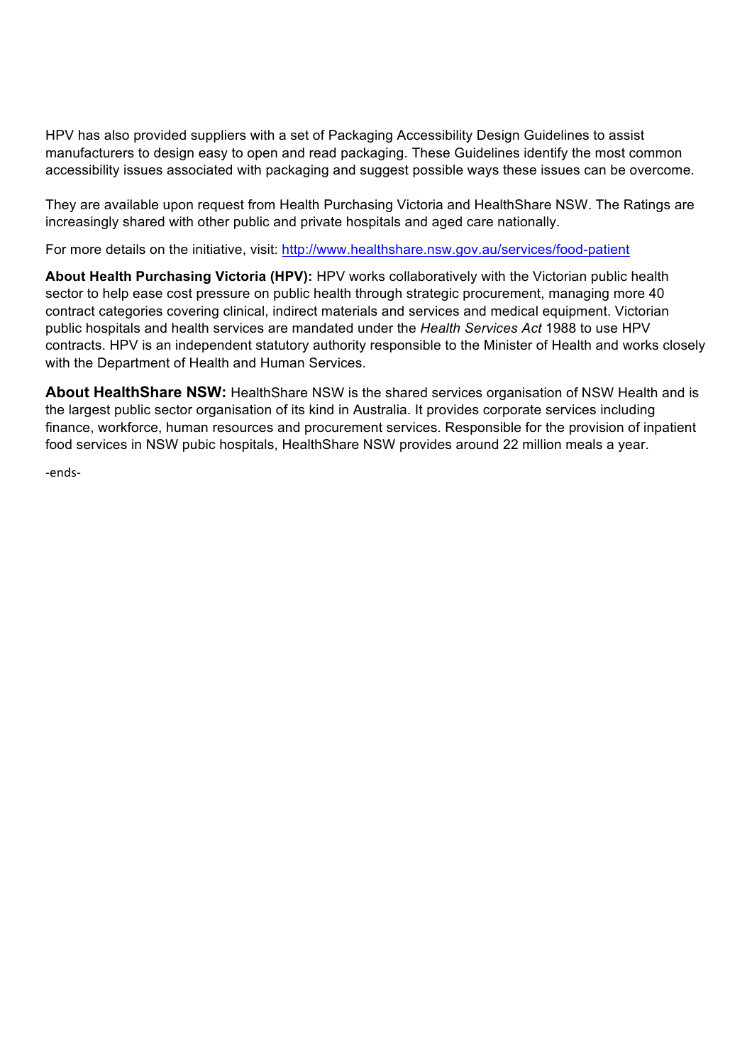HPV has also provided suppliers with a set of Packaging Accessibility Design Guidelines to assist manufacturers to design easy to open and read packaging. These Guidelines identify the most common accessibility issues associated with packaging and suggest possible ways these issues can be overcome.

They are available upon request from Health Purchasing Victoria and HealthShare NSW. The Ratings are increasingly shared with other public and private hospitals and aged care nationally.

For more details on the initiative, visit: [http://www.healthshare.nsw.gov.au/services/food-patient](http://www.healthshare.nsw.gov.au/services/food-patient)

**About Health Purchasing Victoria (HPV):** HPV works collaboratively with the Victorian public health sector to help ease cost pressure on public health through strategic procurement, managing more 40 contract categories covering clinical, indirect materials and services and medical equipment. Victorian public hospitals and health services are mandated under the *Health Services Act* 1988 to use HPV contracts. HPV is an independent statutory authority responsible to the Minister of Health and works closely with the Department of Health and Human Services.

**About HealthShare NSW:** HealthShare NSW is the shared services organisation of NSW Health and is the largest public sector organisation of its kind in Australia. It provides corporate services including finance, workforce, human resources and procurement services. Responsible for the provision of inpatient food services in NSW pubic hospitals, HealthShare NSW provides around 22 million meals a year.

-ends-